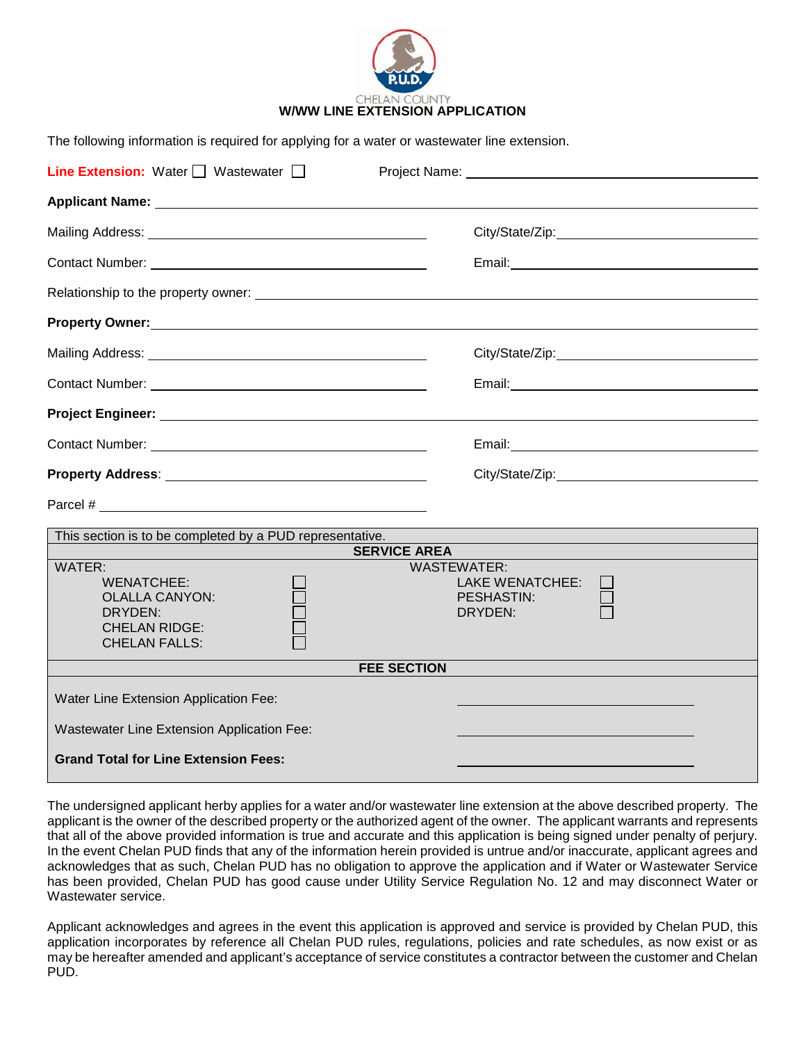CHELAN COUNTY P.U.D.

# W/WW LINE EXTENSION APPLICATION

The following information is required for applying for a water or wastewater line extension.

**Line Extension:** Water ☐ Wastewater ☐ Project Name: ______________________

**Applicant Name:** ______________________

Mailing Address: ______________________ City/State/Zip: ______________________

Contact Number: ______________________ Email: ______________________

Relationship to the property owner: ______________________

**Property Owner:** ______________________

Mailing Address: ______________________ City/State/Zip: ______________________

Contact Number: ______________________ Email: ______________________

**Project Engineer:** ______________________

Contact Number: ______________________ Email: ______________________

**Property Address**: ______________________ City/State/Zip: ______________________

Parcel # ______________________

This section is to be completed by a PUD representative.

**SERVICE AREA**

| WATER: | | WASTEWATER: | |
|---|---|---|---|
| WENATCHEE: | ☐ | LAKE WENATCHEE: | ☐ |
| OLALLA CANYON: | ☐ | PESHASTIN: | ☐ |
| DRYDEN: | ☐ | DRYDEN: | ☐ |
| CHELAN RIDGE: | ☐ | | |
| CHELAN FALLS: | ☐ | | |

**FEE SECTION**

| | |
|---|---|
| Water Line Extension Application Fee: | ______________________ |
| Wastewater Line Extension Application Fee: | ______________________ |
| **Grand Total for Line Extension Fees:** | ______________________ |

The undersigned applicant herby applies for a water and/or wastewater line extension at the above described property. The applicant is the owner of the described property or the authorized agent of the owner. The applicant warrants and represents that all of the above provided information is true and accurate and this application is being signed under penalty of perjury. In the event Chelan PUD finds that any of the information herein provided is untrue and/or inaccurate, applicant agrees and acknowledges that as such, Chelan PUD has no obligation to approve the application and if Water or Wastewater Service has been provided, Chelan PUD has good cause under Utility Service Regulation No. 12 and may disconnect Water or Wastewater service.

Applicant acknowledges and agrees in the event this application is approved and service is provided by Chelan PUD, this application incorporates by reference all Chelan PUD rules, regulations, policies and rate schedules, as now exist or as may be hereafter amended and applicant's acceptance of service constitutes a contractor between the customer and Chelan PUD.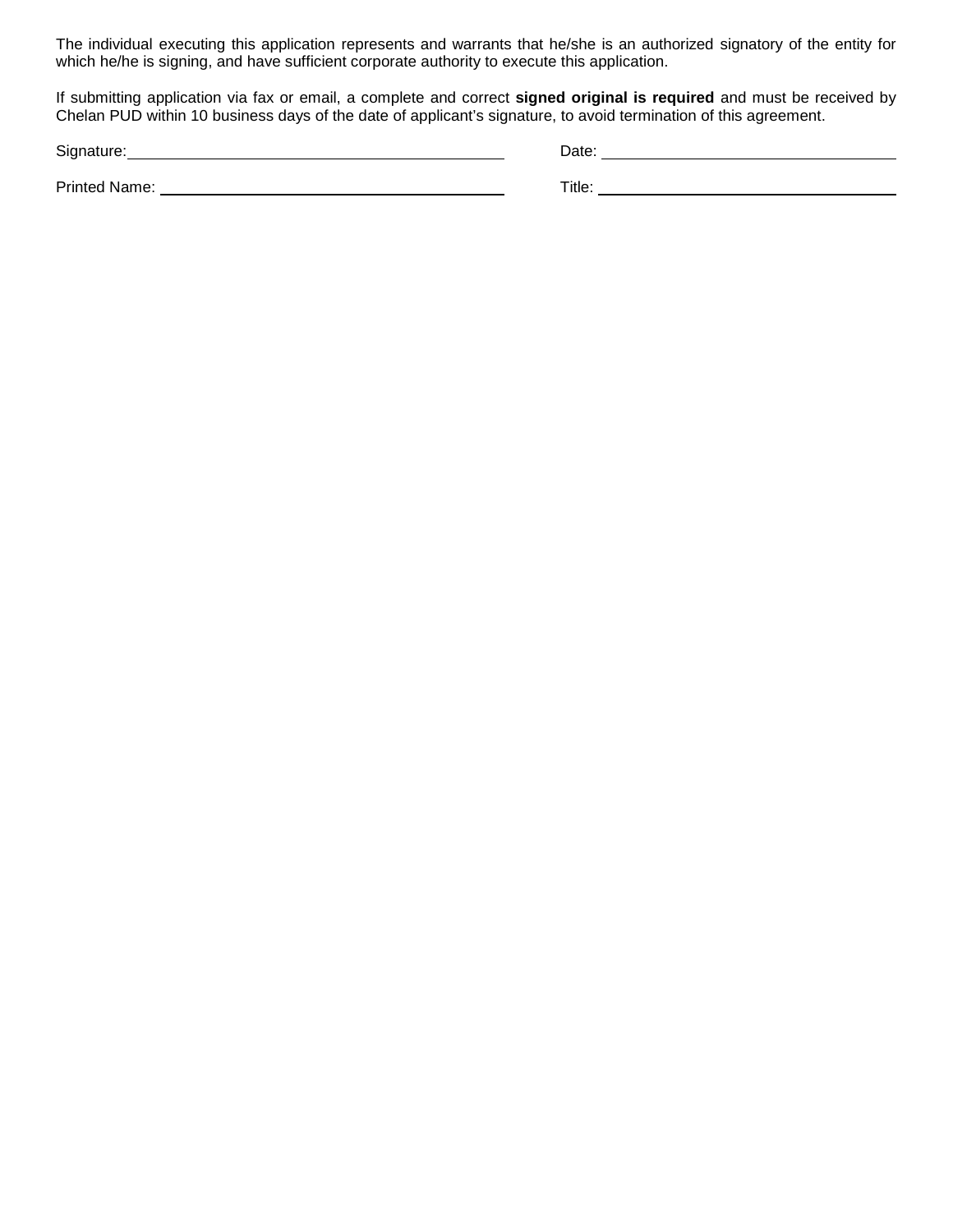The individual executing this application represents and warrants that he/she is an authorized signatory of the entity for which he/he is signing, and have sufficient corporate authority to execute this application.

If submitting application via fax or email, a complete and correct **signed original is required** and must be received by Chelan PUD within 10 business days of the date of applicant's signature, to avoid termination of this agreement.

Signature: ______________________________ Date: ______________________________

Printed Name: ______________________________ Title: ______________________________